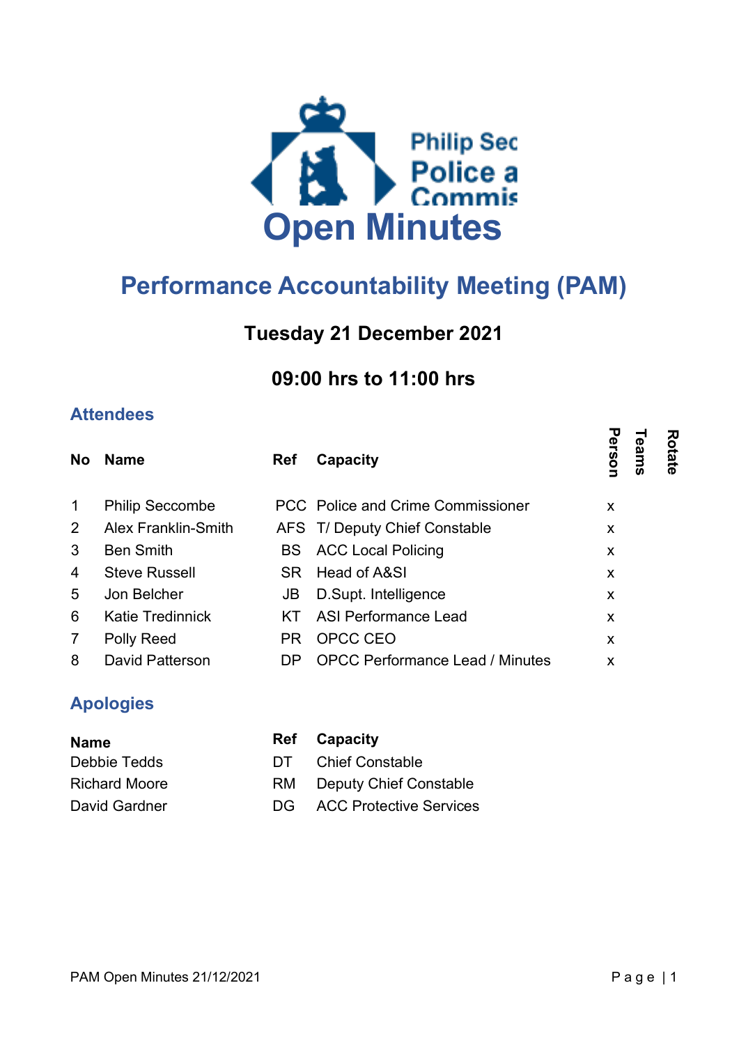# Open Minutes

## Performance Accountability Meeting (PAM)

### Tuesday 21 December 2021

### 09:00 hrs to 11:00 hrs

## Attendees

| No | Name | Ref | Capacity | Person | Teams | Rotate |
|---|---|---|---|---|---|---|
| 1 | Philip Seccombe | PCC | Police and Crime Commissioner | x | | |
| 2 | Alex Franklin-Smith | AFS | T/ Deputy Chief Constable | x | | |
| 3 | Ben Smith | BS | ACC Local Policing | x | | |
| 4 | Steve Russell | SR | Head of A&SI | x | | |
| 5 | Jon Belcher | JB | D.Supt. Intelligence | x | | |
| 6 | Katie Tredinnick | KT | ASI Performance Lead | x | | |
| 7 | Polly Reed | PR | OPCC CEO | x | | |
| 8 | David Patterson | DP | OPCC Performance Lead / Minutes | x | | |

## Apologies

| Name | Ref | Capacity |
|---|---|---|
| Debbie Tedds | DT | Chief Constable |
| Richard Moore | RM | Deputy Chief Constable |
| David Gardner | DG | ACC Protective Services |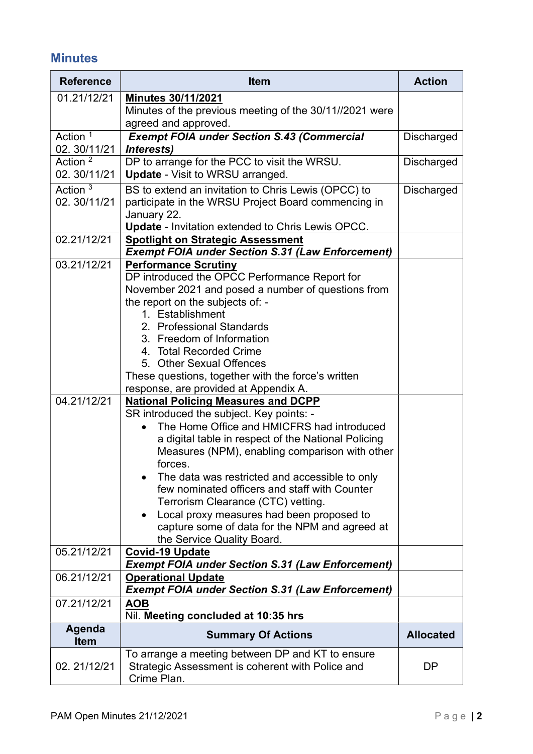## Minutes

| Reference | Item | Action |
|---|---|---|
| 01.21/12/21 | **Minutes 30/11/2021**<br>Minutes of the previous meeting of the 30/11//2021 were agreed and approved. | |
| Action [1]<br>02. 30/11/21 | ***Exempt FOIA under Section S.43 (Commercial Interests)*** | Discharged |
| Action [2]<br>02. 30/11/21 | DP to arrange for the PCC to visit the WRSU.<br>**Update** - Visit to WRSU arranged. | Discharged |
| Action [3]<br>02. 30/11/21 | BS to extend an invitation to Chris Lewis (OPCC) to participate in the WRSU Project Board commencing in January 22.<br>**Update** - Invitation extended to Chris Lewis OPCC. | Discharged |
| 02.21/12/21 | **Spotlight on Strategic Assessment**<br>***Exempt FOIA under Section S.31 (Law Enforcement)*** | |
| 03.21/12/21 | **Performance Scrutiny**<br>DP introduced the OPCC Performance Report for November 2021 and posed a number of questions from the report on the subjects of: -<br>1. Establishment<br>2. Professional Standards<br>3. Freedom of Information<br>4. Total Recorded Crime<br>5. Other Sexual Offences<br>These questions, together with the force's written response, are provided at Appendix A. | |
| 04.21/12/21 | **National Policing Measures and DCPP**<br>SR introduced the subject. Key points: -<br>• The Home Office and HMICFRS had introduced a digital table in respect of the National Policing Measures (NPM), enabling comparison with other forces.<br>• The data was restricted and accessible to only few nominated officers and staff with Counter Terrorism Clearance (CTC) vetting.<br>• Local proxy measures had been proposed to capture some of data for the NPM and agreed at the Service Quality Board. | |
| 05.21/12/21 | **Covid-19 Update**<br>***Exempt FOIA under Section S.31 (Law Enforcement)*** | |
| 06.21/12/21 | **Operational Update**<br>***Exempt FOIA under Section S.31 (Law Enforcement)*** | |
| 07.21/12/21 | **AOB**<br>Nil. **Meeting concluded at 10:35 hrs** | |
| **Agenda Item** | **Summary Of Actions** | **Allocated** |
| 02. 21/12/21 | To arrange a meeting between DP and KT to ensure Strategic Assessment is coherent with Police and Crime Plan. | DP |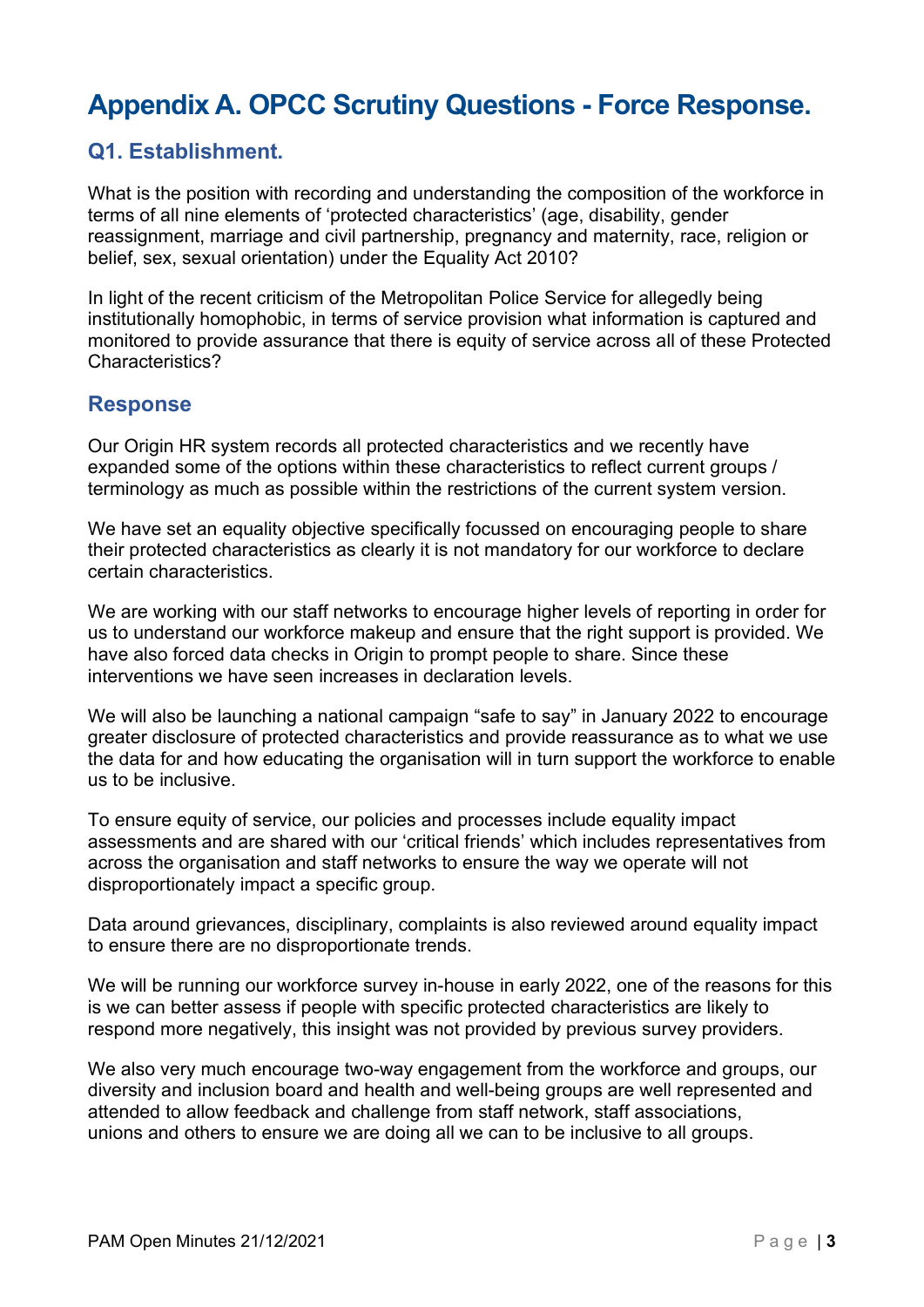# Appendix A. OPCC Scrutiny Questions - Force Response.

## Q1. Establishment.

What is the position with recording and understanding the composition of the workforce in terms of all nine elements of 'protected characteristics' (age, disability, gender reassignment, marriage and civil partnership, pregnancy and maternity, race, religion or belief, sex, sexual orientation) under the Equality Act 2010?

In light of the recent criticism of the Metropolitan Police Service for allegedly being institutionally homophobic, in terms of service provision what information is captured and monitored to provide assurance that there is equity of service across all of these Protected Characteristics?

## Response

Our Origin HR system records all protected characteristics and we recently have expanded some of the options within these characteristics to reflect current groups / terminology as much as possible within the restrictions of the current system version.

We have set an equality objective specifically focussed on encouraging people to share their protected characteristics as clearly it is not mandatory for our workforce to declare certain characteristics.

We are working with our staff networks to encourage higher levels of reporting in order for us to understand our workforce makeup and ensure that the right support is provided. We have also forced data checks in Origin to prompt people to share. Since these interventions we have seen increases in declaration levels.

We will also be launching a national campaign "safe to say" in January 2022 to encourage greater disclosure of protected characteristics and provide reassurance as to what we use the data for and how educating the organisation will in turn support the workforce to enable us to be inclusive.

To ensure equity of service, our policies and processes include equality impact assessments and are shared with our 'critical friends' which includes representatives from across the organisation and staff networks to ensure the way we operate will not disproportionately impact a specific group.

Data around grievances, disciplinary, complaints is also reviewed around equality impact to ensure there are no disproportionate trends.

We will be running our workforce survey in-house in early 2022, one of the reasons for this is we can better assess if people with specific protected characteristics are likely to respond more negatively, this insight was not provided by previous survey providers.

We also very much encourage two-way engagement from the workforce and groups, our diversity and inclusion board and health and well-being groups are well represented and attended to allow feedback and challenge from staff network, staff associations, unions and others to ensure we are doing all we can to be inclusive to all groups.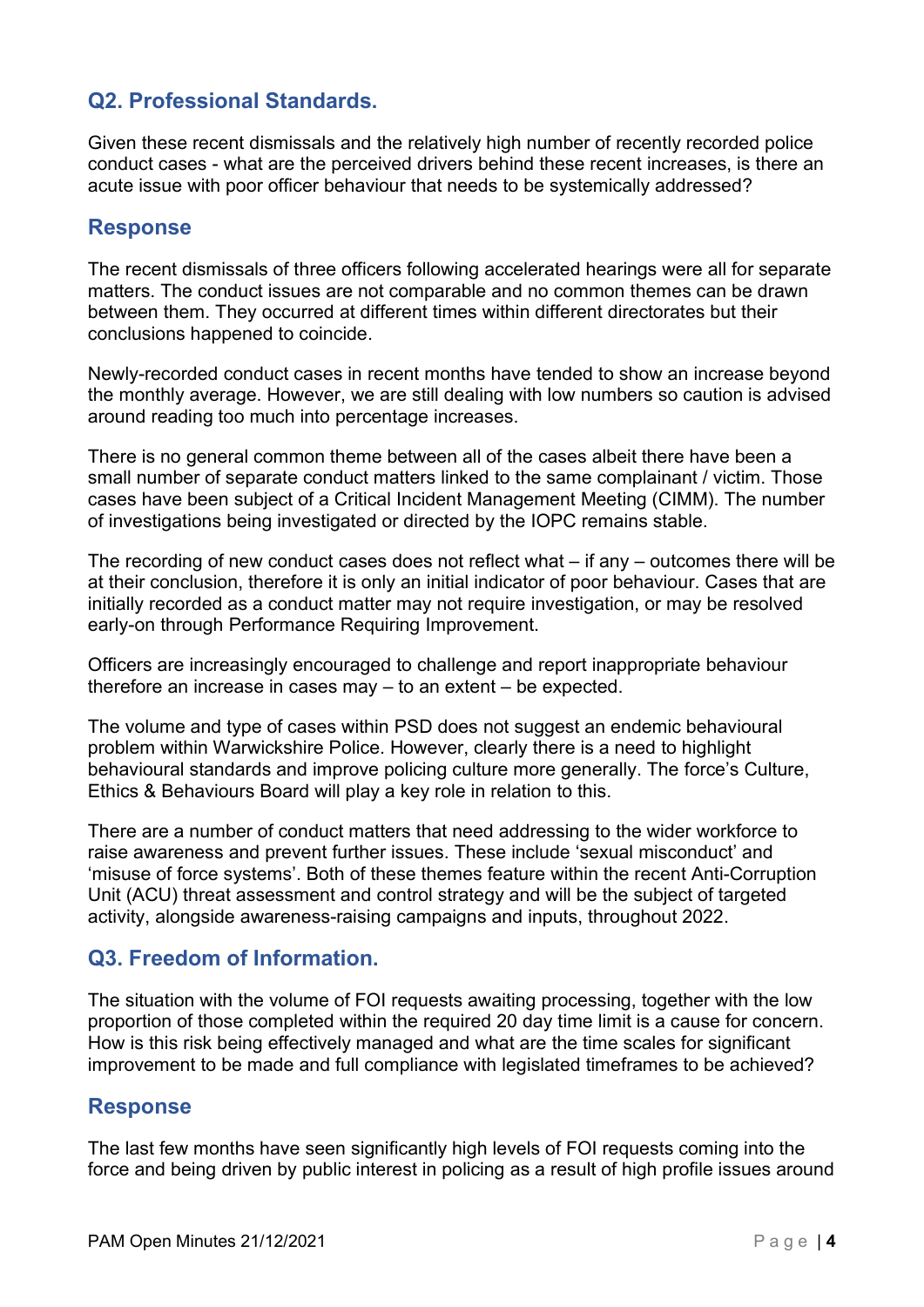## Q2. Professional Standards.

Given these recent dismissals and the relatively high number of recently recorded police conduct cases - what are the perceived drivers behind these recent increases, is there an acute issue with poor officer behaviour that needs to be systemically addressed?

## Response

The recent dismissals of three officers following accelerated hearings were all for separate matters. The conduct issues are not comparable and no common themes can be drawn between them. They occurred at different times within different directorates but their conclusions happened to coincide.

Newly-recorded conduct cases in recent months have tended to show an increase beyond the monthly average. However, we are still dealing with low numbers so caution is advised around reading too much into percentage increases.

There is no general common theme between all of the cases albeit there have been a small number of separate conduct matters linked to the same complainant / victim. Those cases have been subject of a Critical Incident Management Meeting (CIMM). The number of investigations being investigated or directed by the IOPC remains stable.

The recording of new conduct cases does not reflect what – if any – outcomes there will be at their conclusion, therefore it is only an initial indicator of poor behaviour. Cases that are initially recorded as a conduct matter may not require investigation, or may be resolved early-on through Performance Requiring Improvement.

Officers are increasingly encouraged to challenge and report inappropriate behaviour therefore an increase in cases may – to an extent – be expected.

The volume and type of cases within PSD does not suggest an endemic behavioural problem within Warwickshire Police. However, clearly there is a need to highlight behavioural standards and improve policing culture more generally. The force's Culture, Ethics & Behaviours Board will play a key role in relation to this.

There are a number of conduct matters that need addressing to the wider workforce to raise awareness and prevent further issues. These include 'sexual misconduct' and 'misuse of force systems'. Both of these themes feature within the recent Anti-Corruption Unit (ACU) threat assessment and control strategy and will be the subject of targeted activity, alongside awareness-raising campaigns and inputs, throughout 2022.

## Q3. Freedom of Information.

The situation with the volume of FOI requests awaiting processing, together with the low proportion of those completed within the required 20 day time limit is a cause for concern. How is this risk being effectively managed and what are the time scales for significant improvement to be made and full compliance with legislated timeframes to be achieved?

## Response

The last few months have seen significantly high levels of FOI requests coming into the force and being driven by public interest in policing as a result of high profile issues around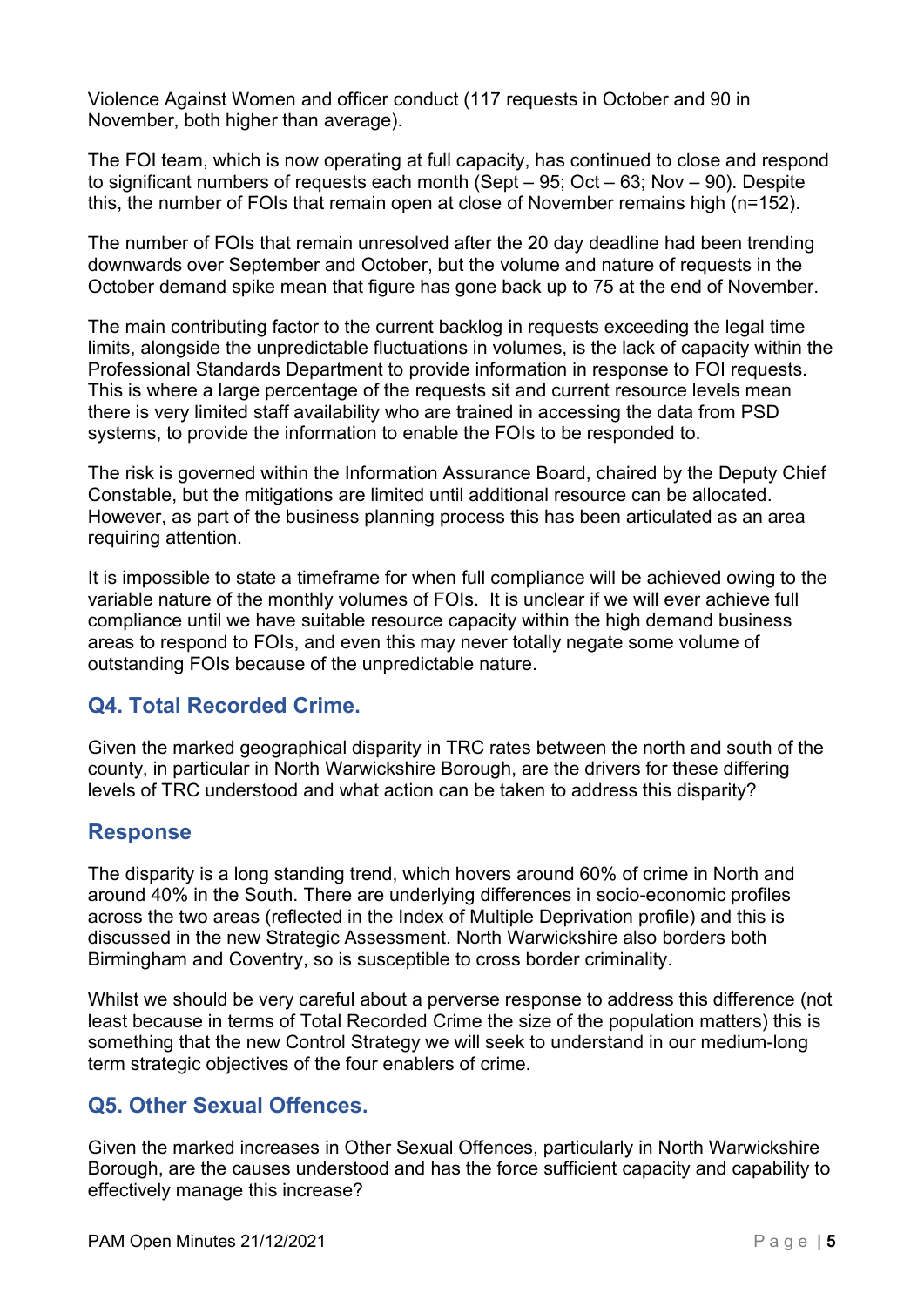Violence Against Women and officer conduct (117 requests in October and 90 in November, both higher than average).

The FOI team, which is now operating at full capacity, has continued to close and respond to significant numbers of requests each month (Sept – 95; Oct – 63; Nov – 90). Despite this, the number of FOIs that remain open at close of November remains high (n=152).

The number of FOIs that remain unresolved after the 20 day deadline had been trending downwards over September and October, but the volume and nature of requests in the October demand spike mean that figure has gone back up to 75 at the end of November.

The main contributing factor to the current backlog in requests exceeding the legal time limits, alongside the unpredictable fluctuations in volumes, is the lack of capacity within the Professional Standards Department to provide information in response to FOI requests. This is where a large percentage of the requests sit and current resource levels mean there is very limited staff availability who are trained in accessing the data from PSD systems, to provide the information to enable the FOIs to be responded to.

The risk is governed within the Information Assurance Board, chaired by the Deputy Chief Constable, but the mitigations are limited until additional resource can be allocated. However, as part of the business planning process this has been articulated as an area requiring attention.

It is impossible to state a timeframe for when full compliance will be achieved owing to the variable nature of the monthly volumes of FOIs. It is unclear if we will ever achieve full compliance until we have suitable resource capacity within the high demand business areas to respond to FOIs, and even this may never totally negate some volume of outstanding FOIs because of the unpredictable nature.

## Q4. Total Recorded Crime.

Given the marked geographical disparity in TRC rates between the north and south of the county, in particular in North Warwickshire Borough, are the drivers for these differing levels of TRC understood and what action can be taken to address this disparity?

## Response

The disparity is a long standing trend, which hovers around 60% of crime in North and around 40% in the South. There are underlying differences in socio-economic profiles across the two areas (reflected in the Index of Multiple Deprivation profile) and this is discussed in the new Strategic Assessment. North Warwickshire also borders both Birmingham and Coventry, so is susceptible to cross border criminality.

Whilst we should be very careful about a perverse response to address this difference (not least because in terms of Total Recorded Crime the size of the population matters) this is something that the new Control Strategy we will seek to understand in our medium-long term strategic objectives of the four enablers of crime.

## Q5. Other Sexual Offences.

Given the marked increases in Other Sexual Offences, particularly in North Warwickshire Borough, are the causes understood and has the force sufficient capacity and capability to effectively manage this increase?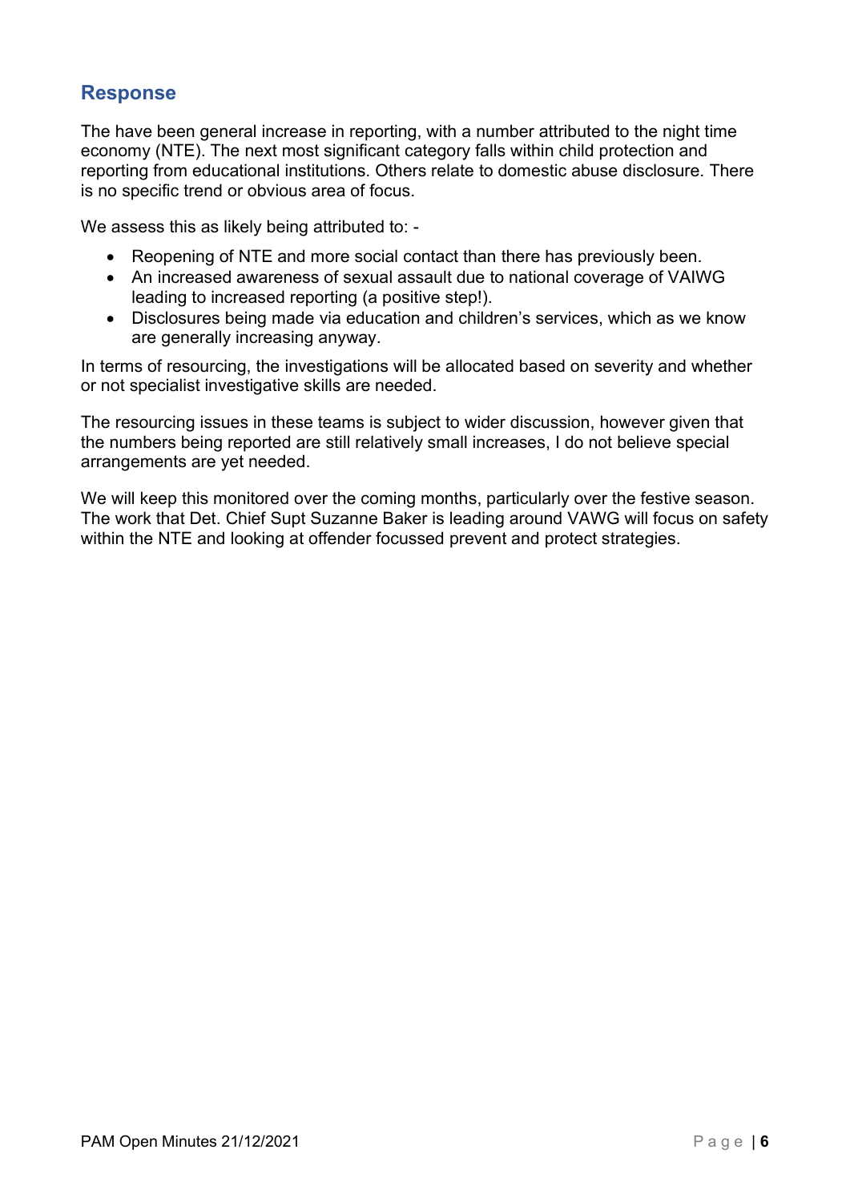## Response

The have been general increase in reporting, with a number attributed to the night time economy (NTE). The next most significant category falls within child protection and reporting from educational institutions. Others relate to domestic abuse disclosure. There is no specific trend or obvious area of focus.

We assess this as likely being attributed to: -

- Reopening of NTE and more social contact than there has previously been.
- An increased awareness of sexual assault due to national coverage of VAIWG leading to increased reporting (a positive step!).
- Disclosures being made via education and children's services, which as we know are generally increasing anyway.

In terms of resourcing, the investigations will be allocated based on severity and whether or not specialist investigative skills are needed.

The resourcing issues in these teams is subject to wider discussion, however given that the numbers being reported are still relatively small increases, I do not believe special arrangements are yet needed.

We will keep this monitored over the coming months, particularly over the festive season. The work that Det. Chief Supt Suzanne Baker is leading around VAWG will focus on safety within the NTE and looking at offender focussed prevent and protect strategies.